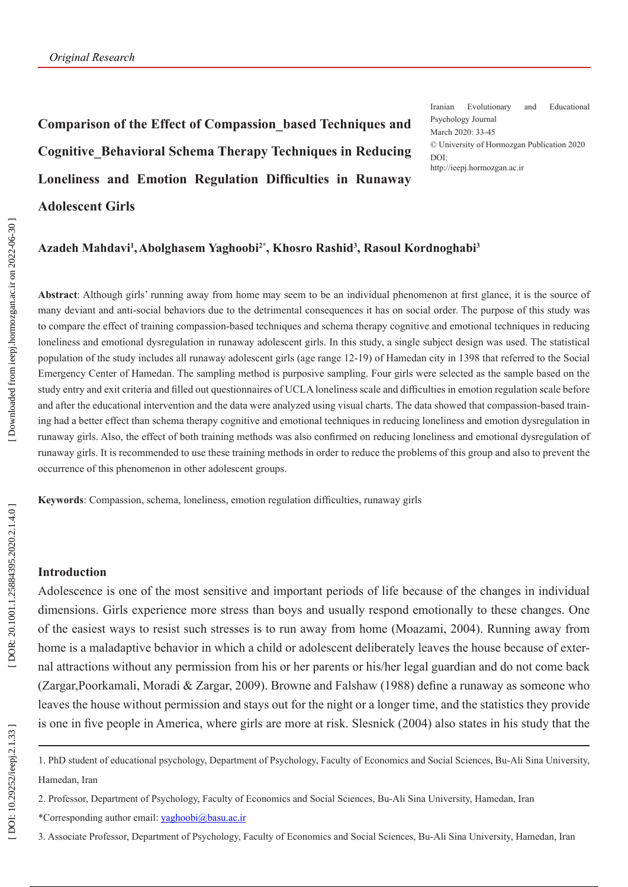*Original Research*

Iranian Evolutionary and Educational Psychology Journal
March 2020: 33-45
© University of Hormozgan Publication 2020
DOI:
http://ieepj.hormozgan.ac.ir

# Comparison of the Effect of Compassion_based Techniques and Cognitive_Behavioral Schema Therapy Techniques in Reducing Loneliness and Emotion Regulation Difficulties in Runaway Adolescent Girls

**Azadeh Mahdavi[1], Abolghasem Yaghoobi[2*], Khosro Rashid[3], Rasoul Kordnoghabi[3]**

**Abstract**: Although girls' running away from home may seem to be an individual phenomenon at first glance, it is the source of many deviant and anti-social behaviors due to the detrimental consequences it has on social order. The purpose of this study was to compare the effect of training compassion-based techniques and schema therapy cognitive and emotional techniques in reducing loneliness and emotional dysregulation in runaway adolescent girls. In this study, a single subject design was used. The statistical population of the study includes all runaway adolescent girls (age range 12-19) of Hamedan city in 1398 that referred to the Social Emergency Center of Hamedan. The sampling method is purposive sampling. Four girls were selected as the sample based on the study entry and exit criteria and filled out questionnaires of UCLA loneliness scale and difficulties in emotion regulation scale before and after the educational intervention and the data were analyzed using visual charts. The data showed that compassion-based training had a better effect than schema therapy cognitive and emotional techniques in reducing loneliness and emotion dysregulation in runaway girls. Also, the effect of both training methods was also confirmed on reducing loneliness and emotional dysregulation of runaway girls. It is recommended to use these training methods in order to reduce the problems of this group and also to prevent the occurrence of this phenomenon in other adolescent groups.

**Keywords**: Compassion, schema, loneliness, emotion regulation difficulties, runaway girls

## Introduction

Adolescence is one of the most sensitive and important periods of life because of the changes in individual dimensions. Girls experience more stress than boys and usually respond emotionally to these changes. One of the easiest ways to resist such stresses is to run away from home (Moazami, 2004). Running away from home is a maladaptive behavior in which a child or adolescent deliberately leaves the house because of external attractions without any permission from his or her parents or his/her legal guardian and do not come back (Zargar,Poorkamali, Moradi & Zargar, 2009). Browne and Falshaw (1988) define a runaway as someone who leaves the house without permission and stays out for the night or a longer time, and the statistics they provide is one in five people in America, where girls are more at risk. Slesnick (2004) also states in his study that the

---

1. PhD student of educational psychology, Department of Psychology, Faculty of Economics and Social Sciences, Bu-Ali Sina University, Hamedan, Iran

2. Professor, Department of Psychology, Faculty of Economics and Social Sciences, Bu-Ali Sina University, Hamedan, Iran

*Corresponding author email: yaghoobi@basu.ac.ir

3. Associate Professor, Department of Psychology, Faculty of Economics and Social Sciences, Bu-Ali Sina University, Hamedan, Iran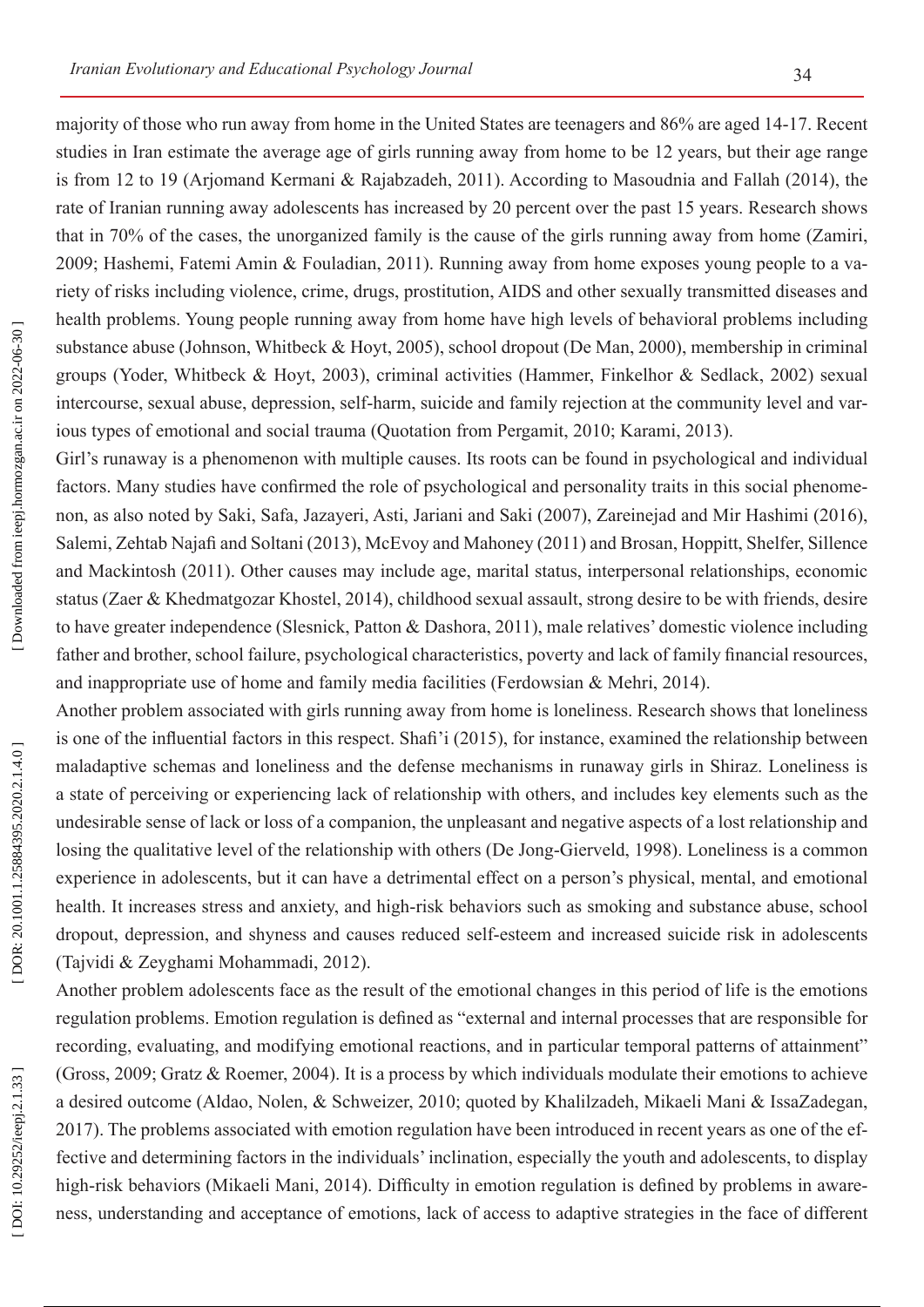majority of those who run away from home in the United States are teenagers and 86% are aged 14-17. Recent studies in Iran estimate the average age of girls running away from home to be 12 years, but their age range is from 12 to 19 (Arjomand Kermani & Rajabzadeh, 2011). According to Masoudnia and Fallah (2014), the rate of Iranian running away adolescents has increased by 20 percent over the past 15 years. Research shows that in 70% of the cases, the unorganized family is the cause of the girls running away from home (Zamiri, 2009; Hashemi, Fatemi Amin & Fouladian, 2011). Running away from home exposes young people to a variety of risks including violence, crime, drugs, prostitution, AIDS and other sexually transmitted diseases and health problems. Young people running away from home have high levels of behavioral problems including substance abuse (Johnson, Whitbeck & Hoyt, 2005), school dropout (De Man, 2000), membership in criminal groups (Yoder, Whitbeck & Hoyt, 2003), criminal activities (Hammer, Finkelhor & Sedlack, 2002) sexual intercourse, sexual abuse, depression, self-harm, suicide and family rejection at the community level and various types of emotional and social trauma (Quotation from Pergamit, 2010; Karami, 2013).

Girl's runaway is a phenomenon with multiple causes. Its roots can be found in psychological and individual factors. Many studies have confirmed the role of psychological and personality traits in this social phenomenon, as also noted by Saki, Safa, Jazayeri, Asti, Jariani and Saki (2007), Zareinejad and Mir Hashimi (2016), Salemi, Zehtab Najafi and Soltani (2013), McEvoy and Mahoney (2011) and Brosan, Hoppitt, Shelfer, Sillence and Mackintosh (2011). Other causes may include age, marital status, interpersonal relationships, economic status (Zaer & Khedmatgozar Khostel, 2014), childhood sexual assault, strong desire to be with friends, desire to have greater independence (Slesnick, Patton & Dashora, 2011), male relatives' domestic violence including father and brother, school failure, psychological characteristics, poverty and lack of family financial resources, and inappropriate use of home and family media facilities (Ferdowsian & Mehri, 2014).

Another problem associated with girls running away from home is loneliness. Research shows that loneliness is one of the influential factors in this respect. Shafi'i (2015), for instance, examined the relationship between maladaptive schemas and loneliness and the defense mechanisms in runaway girls in Shiraz. Loneliness is a state of perceiving or experiencing lack of relationship with others, and includes key elements such as the undesirable sense of lack or loss of a companion, the unpleasant and negative aspects of a lost relationship and losing the qualitative level of the relationship with others (De Jong-Gierveld, 1998). Loneliness is a common experience in adolescents, but it can have a detrimental effect on a person's physical, mental, and emotional health. It increases stress and anxiety, and high-risk behaviors such as smoking and substance abuse, school dropout, depression, and shyness and causes reduced self-esteem and increased suicide risk in adolescents (Tajvidi & Zeyghami Mohammadi, 2012).

Another problem adolescents face as the result of the emotional changes in this period of life is the emotions regulation problems. Emotion regulation is defined as "external and internal processes that are responsible for recording, evaluating, and modifying emotional reactions, and in particular temporal patterns of attainment" (Gross, 2009; Gratz & Roemer, 2004). It is a process by which individuals modulate their emotions to achieve a desired outcome (Aldao, Nolen, & Schweizer, 2010; quoted by Khalilzadeh, Mikaeli Mani & IssaZadegan, 2017). The problems associated with emotion regulation have been introduced in recent years as one of the effective and determining factors in the individuals' inclination, especially the youth and adolescents, to display high-risk behaviors (Mikaeli Mani, 2014). Difficulty in emotion regulation is defined by problems in awareness, understanding and acceptance of emotions, lack of access to adaptive strategies in the face of different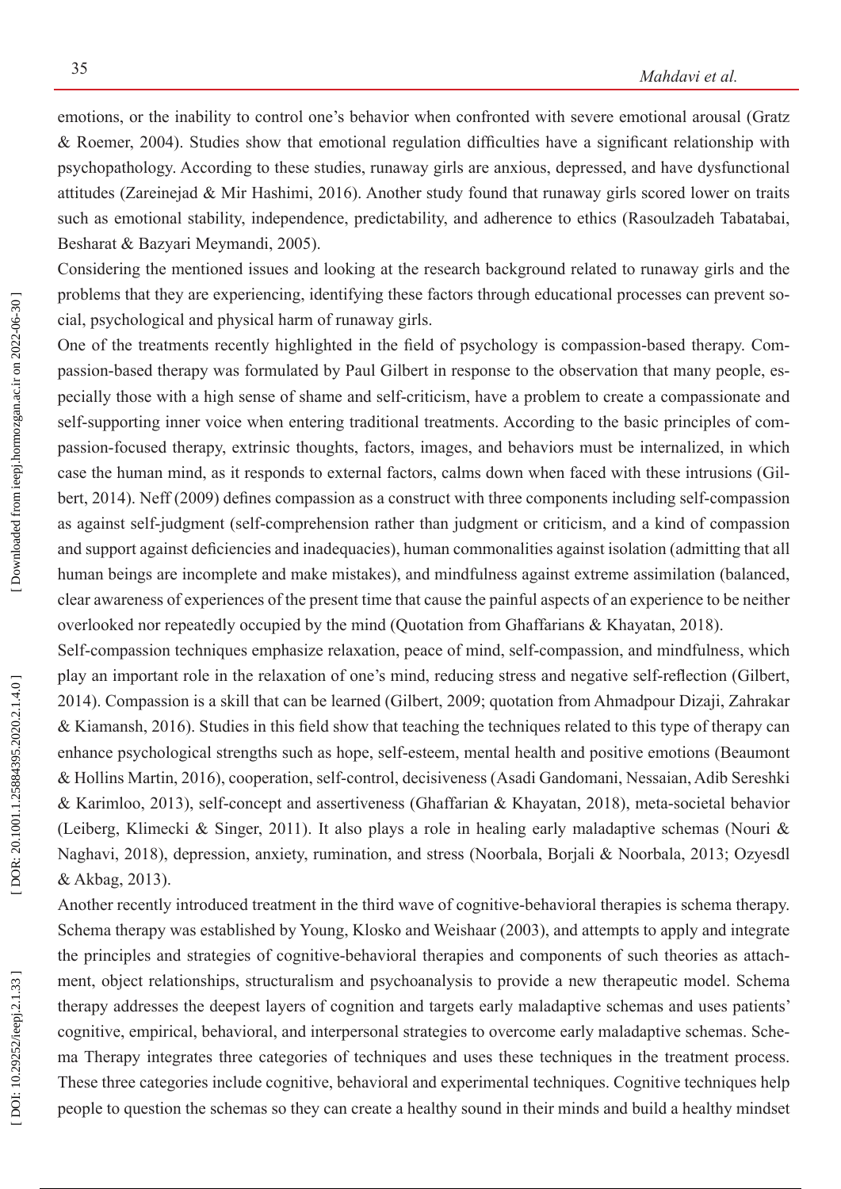emotions, or the inability to control one's behavior when confronted with severe emotional arousal (Gratz & Roemer, 2004). Studies show that emotional regulation difficulties have a significant relationship with psychopathology. According to these studies, runaway girls are anxious, depressed, and have dysfunctional attitudes (Zareinejad & Mir Hashimi, 2016). Another study found that runaway girls scored lower on traits such as emotional stability, independence, predictability, and adherence to ethics (Rasoulzadeh Tabatabai, Besharat & Bazyari Meymandi, 2005).

Considering the mentioned issues and looking at the research background related to runaway girls and the problems that they are experiencing, identifying these factors through educational processes can prevent social, psychological and physical harm of runaway girls.

One of the treatments recently highlighted in the field of psychology is compassion-based therapy. Compassion-based therapy was formulated by Paul Gilbert in response to the observation that many people, especially those with a high sense of shame and self-criticism, have a problem to create a compassionate and self-supporting inner voice when entering traditional treatments. According to the basic principles of compassion-focused therapy, extrinsic thoughts, factors, images, and behaviors must be internalized, in which case the human mind, as it responds to external factors, calms down when faced with these intrusions (Gilbert, 2014). Neff (2009) defines compassion as a construct with three components including self-compassion as against self-judgment (self-comprehension rather than judgment or criticism, and a kind of compassion and support against deficiencies and inadequacies), human commonalities against isolation (admitting that all human beings are incomplete and make mistakes), and mindfulness against extreme assimilation (balanced, clear awareness of experiences of the present time that cause the painful aspects of an experience to be neither overlooked nor repeatedly occupied by the mind (Quotation from Ghaffarians & Khayatan, 2018).

Self-compassion techniques emphasize relaxation, peace of mind, self-compassion, and mindfulness, which play an important role in the relaxation of one's mind, reducing stress and negative self-reflection (Gilbert, 2014). Compassion is a skill that can be learned (Gilbert, 2009; quotation from Ahmadpour Dizaji, Zahrakar & Kiamansh, 2016). Studies in this field show that teaching the techniques related to this type of therapy can enhance psychological strengths such as hope, self-esteem, mental health and positive emotions (Beaumont & Hollins Martin, 2016), cooperation, self-control, decisiveness (Asadi Gandomani, Nessaian, Adib Sereshki & Karimloo, 2013), self-concept and assertiveness (Ghaffarian & Khayatan, 2018), meta-societal behavior (Leiberg, Klimecki & Singer, 2011). It also plays a role in healing early maladaptive schemas (Nouri & Naghavi, 2018), depression, anxiety, rumination, and stress (Noorbala, Borjali & Noorbala, 2013; Ozyesdl & Akbag, 2013).

Another recently introduced treatment in the third wave of cognitive-behavioral therapies is schema therapy. Schema therapy was established by Young, Klosko and Weishaar (2003), and attempts to apply and integrate the principles and strategies of cognitive-behavioral therapies and components of such theories as attachment, object relationships, structuralism and psychoanalysis to provide a new therapeutic model. Schema therapy addresses the deepest layers of cognition and targets early maladaptive schemas and uses patients' cognitive, empirical, behavioral, and interpersonal strategies to overcome early maladaptive schemas. Schema Therapy integrates three categories of techniques and uses these techniques in the treatment process. These three categories include cognitive, behavioral and experimental techniques. Cognitive techniques help people to question the schemas so they can create a healthy sound in their minds and build a healthy mindset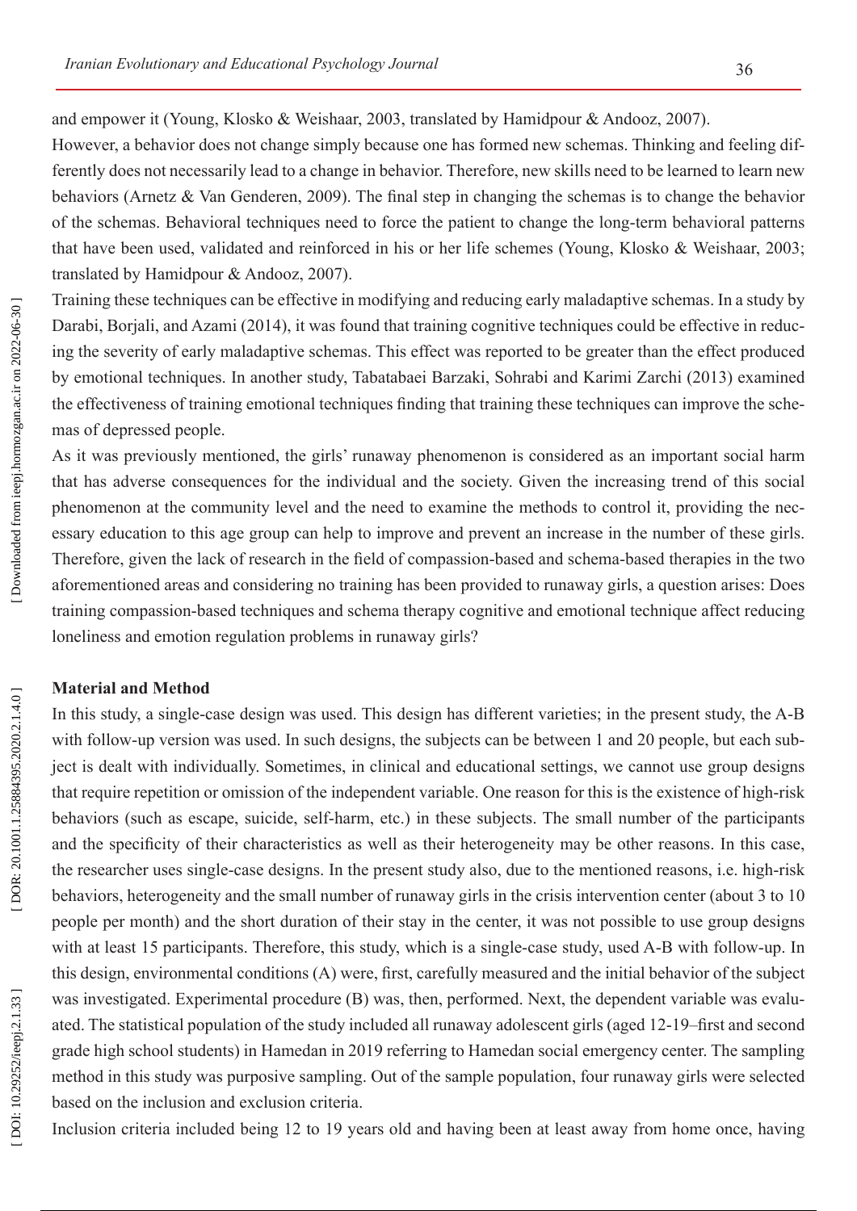and empower it (Young, Klosko & Weishaar, 2003, translated by Hamidpour & Andooz, 2007).

However, a behavior does not change simply because one has formed new schemas. Thinking and feeling differently does not necessarily lead to a change in behavior. Therefore, new skills need to be learned to learn new behaviors (Arnetz & Van Genderen, 2009). The final step in changing the schemas is to change the behavior of the schemas. Behavioral techniques need to force the patient to change the long-term behavioral patterns that have been used, validated and reinforced in his or her life schemes (Young, Klosko & Weishaar, 2003; translated by Hamidpour & Andooz, 2007).

Training these techniques can be effective in modifying and reducing early maladaptive schemas. In a study by Darabi, Borjali, and Azami (2014), it was found that training cognitive techniques could be effective in reducing the severity of early maladaptive schemas. This effect was reported to be greater than the effect produced by emotional techniques. In another study, Tabatabaei Barzaki, Sohrabi and Karimi Zarchi (2013) examined the effectiveness of training emotional techniques finding that training these techniques can improve the schemas of depressed people.

As it was previously mentioned, the girls' runaway phenomenon is considered as an important social harm that has adverse consequences for the individual and the society. Given the increasing trend of this social phenomenon at the community level and the need to examine the methods to control it, providing the necessary education to this age group can help to improve and prevent an increase in the number of these girls. Therefore, given the lack of research in the field of compassion-based and schema-based therapies in the two aforementioned areas and considering no training has been provided to runaway girls, a question arises: Does training compassion-based techniques and schema therapy cognitive and emotional technique affect reducing loneliness and emotion regulation problems in runaway girls?

**Material and Method**

In this study, a single-case design was used. This design has different varieties; in the present study, the A-B with follow-up version was used. In such designs, the subjects can be between 1 and 20 people, but each subject is dealt with individually. Sometimes, in clinical and educational settings, we cannot use group designs that require repetition or omission of the independent variable. One reason for this is the existence of high-risk behaviors (such as escape, suicide, self-harm, etc.) in these subjects. The small number of the participants and the specificity of their characteristics as well as their heterogeneity may be other reasons. In this case, the researcher uses single-case designs. In the present study also, due to the mentioned reasons, i.e. high-risk behaviors, heterogeneity and the small number of runaway girls in the crisis intervention center (about 3 to 10 people per month) and the short duration of their stay in the center, it was not possible to use group designs with at least 15 participants. Therefore, this study, which is a single-case study, used A-B with follow-up. In this design, environmental conditions (A) were, first, carefully measured and the initial behavior of the subject was investigated. Experimental procedure (B) was, then, performed. Next, the dependent variable was evaluated. The statistical population of the study included all runaway adolescent girls (aged 12-19–first and second grade high school students) in Hamedan in 2019 referring to Hamedan social emergency center. The sampling method in this study was purposive sampling. Out of the sample population, four runaway girls were selected based on the inclusion and exclusion criteria.

Inclusion criteria included being 12 to 19 years old and having been at least away from home once, having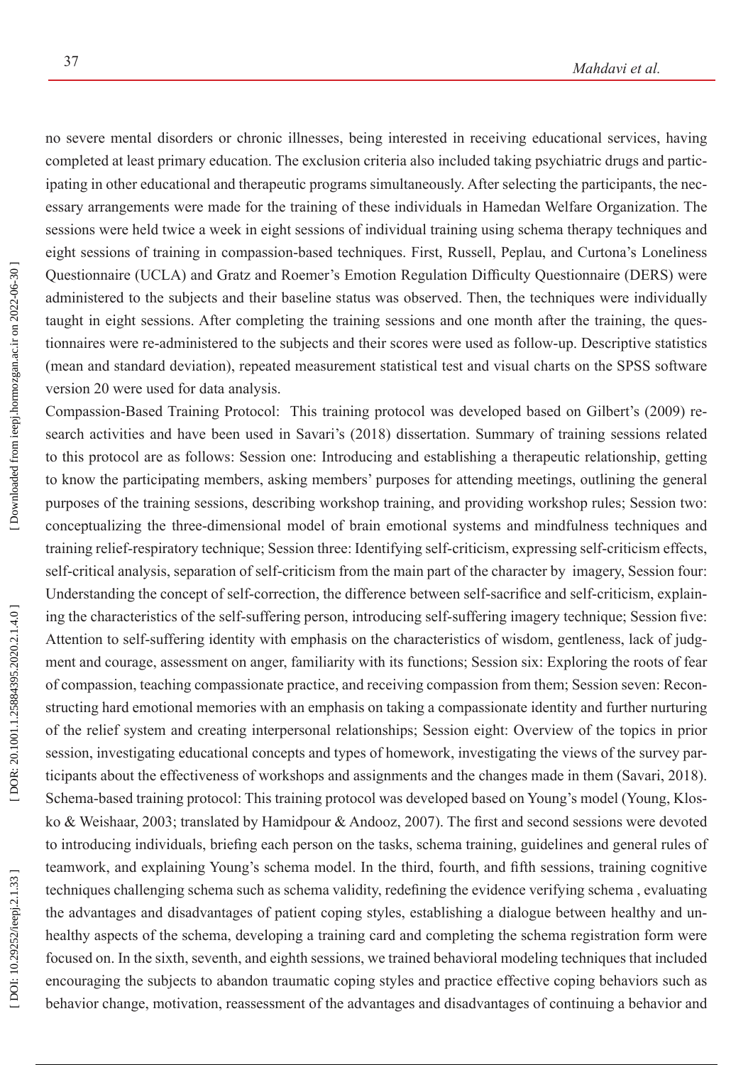no severe mental disorders or chronic illnesses, being interested in receiving educational services, having completed at least primary education. The exclusion criteria also included taking psychiatric drugs and participating in other educational and therapeutic programs simultaneously. After selecting the participants, the necessary arrangements were made for the training of these individuals in Hamedan Welfare Organization. The sessions were held twice a week in eight sessions of individual training using schema therapy techniques and eight sessions of training in compassion-based techniques. First, Russell, Peplau, and Curtona's Loneliness Questionnaire (UCLA) and Gratz and Roemer's Emotion Regulation Difficulty Questionnaire (DERS) were administered to the subjects and their baseline status was observed. Then, the techniques were individually taught in eight sessions. After completing the training sessions and one month after the training, the questionnaires were re-administered to the subjects and their scores were used as follow-up. Descriptive statistics (mean and standard deviation), repeated measurement statistical test and visual charts on the SPSS software version 20 were used for data analysis.

Compassion-Based Training Protocol: This training protocol was developed based on Gilbert's (2009) research activities and have been used in Savari's (2018) dissertation. Summary of training sessions related to this protocol are as follows: Session one: Introducing and establishing a therapeutic relationship, getting to know the participating members, asking members' purposes for attending meetings, outlining the general purposes of the training sessions, describing workshop training, and providing workshop rules; Session two: conceptualizing the three-dimensional model of brain emotional systems and mindfulness techniques and training relief-respiratory technique; Session three: Identifying self-criticism, expressing self-criticism effects, self-critical analysis, separation of self-criticism from the main part of the character by imagery, Session four: Understanding the concept of self-correction, the difference between self-sacrifice and self-criticism, explaining the characteristics of the self-suffering person, introducing self-suffering imagery technique; Session five: Attention to self-suffering identity with emphasis on the characteristics of wisdom, gentleness, lack of judgment and courage, assessment on anger, familiarity with its functions; Session six: Exploring the roots of fear of compassion, teaching compassionate practice, and receiving compassion from them; Session seven: Reconstructing hard emotional memories with an emphasis on taking a compassionate identity and further nurturing of the relief system and creating interpersonal relationships; Session eight: Overview of the topics in prior session, investigating educational concepts and types of homework, investigating the views of the survey participants about the effectiveness of workshops and assignments and the changes made in them (Savari, 2018).

Schema-based training protocol: This training protocol was developed based on Young's model (Young, Klosko & Weishaar, 2003; translated by Hamidpour & Andooz, 2007). The first and second sessions were devoted to introducing individuals, briefing each person on the tasks, schema training, guidelines and general rules of teamwork, and explaining Young's schema model. In the third, fourth, and fifth sessions, training cognitive techniques challenging schema such as schema validity, redefining the evidence verifying schema , evaluating the advantages and disadvantages of patient coping styles, establishing a dialogue between healthy and unhealthy aspects of the schema, developing a training card and completing the schema registration form were focused on. In the sixth, seventh, and eighth sessions, we trained behavioral modeling techniques that included encouraging the subjects to abandon traumatic coping styles and practice effective coping behaviors such as behavior change, motivation, reassessment of the advantages and disadvantages of continuing a behavior and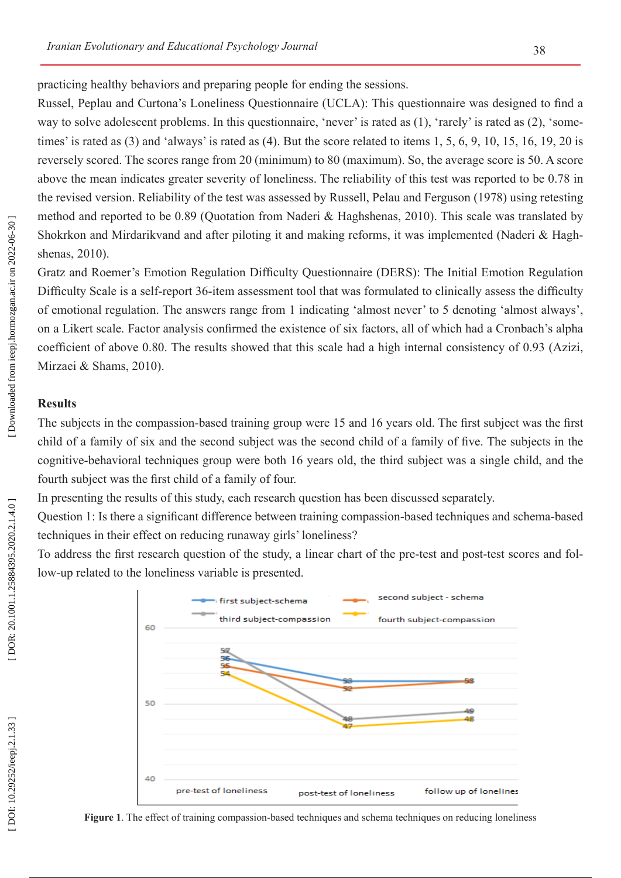practicing healthy behaviors and preparing people for ending the sessions.

Russel, Peplau and Curtona's Loneliness Questionnaire (UCLA): This questionnaire was designed to find a way to solve adolescent problems. In this questionnaire, 'never' is rated as (1), 'rarely' is rated as (2), 'sometimes' is rated as (3) and 'always' is rated as (4). But the score related to items 1, 5, 6, 9, 10, 15, 16, 19, 20 is reversely scored. The scores range from 20 (minimum) to 80 (maximum). So, the average score is 50. A score above the mean indicates greater severity of loneliness. The reliability of this test was reported to be 0.78 in the revised version. Reliability of the test was assessed by Russell, Pelau and Ferguson (1978) using retesting method and reported to be 0.89 (Quotation from Naderi & Haghshenas, 2010). This scale was translated by Shokrkon and Mirdarikvand and after piloting it and making reforms, it was implemented (Naderi & Haghshenas, 2010).

Gratz and Roemer's Emotion Regulation Difficulty Questionnaire (DERS): The Initial Emotion Regulation Difficulty Scale is a self-report 36-item assessment tool that was formulated to clinically assess the difficulty of emotional regulation. The answers range from 1 indicating 'almost never' to 5 denoting 'almost always', on a Likert scale. Factor analysis confirmed the existence of six factors, all of which had a Cronbach's alpha coefficient of above 0.80. The results showed that this scale had a high internal consistency of 0.93 (Azizi, Mirzaei & Shams, 2010).

## Results

The subjects in the compassion-based training group were 15 and 16 years old. The first subject was the first child of a family of six and the second subject was the second child of a family of five. The subjects in the cognitive-behavioral techniques group were both 16 years old, the third subject was a single child, and the fourth subject was the first child of a family of four.

In presenting the results of this study, each research question has been discussed separately.

Question 1: Is there a significant difference between training compassion-based techniques and schema-based techniques in their effect on reducing runaway girls' loneliness?

To address the first research question of the study, a linear chart of the pre-test and post-test scores and follow-up related to the loneliness variable is presented.

**Figure 1**. The effect of training compassion-based techniques and schema techniques on reducing loneliness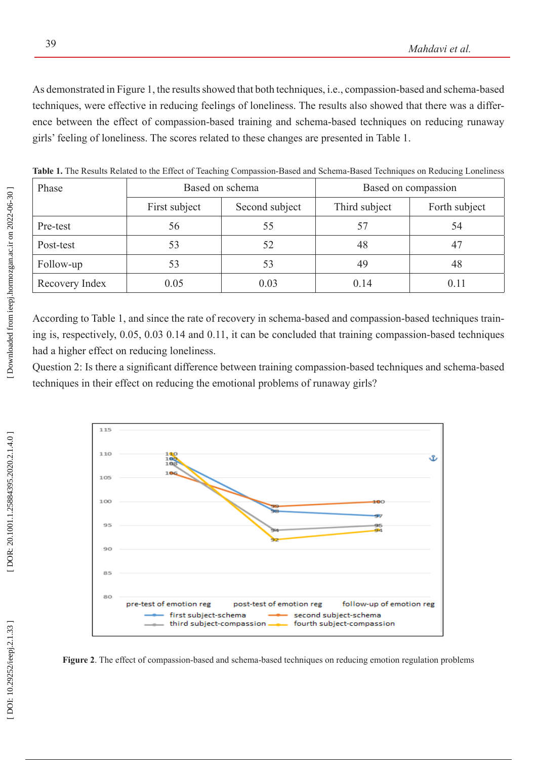As demonstrated in Figure 1, the results showed that both techniques, i.e., compassion-based and schema-based techniques, were effective in reducing feelings of loneliness. The results also showed that there was a difference between the effect of compassion-based training and schema-based techniques on reducing runaway girls' feeling of loneliness. The scores related to these changes are presented in Table 1.

**Table 1.** The Results Related to the Effect of Teaching Compassion-Based and Schema-Based Techniques on Reducing Loneliness

| Phase | Based on schema | | Based on compassion | |
|---|---|---|---|---|
| | First subject | Second subject | Third subject | Forth subject |
| Pre-test | 56 | 55 | 57 | 54 |
| Post-test | 53 | 52 | 48 | 47 |
| Follow-up | 53 | 53 | 49 | 48 |
| Recovery Index | 0.05 | 0.03 | 0.14 | 0.11 |

According to Table 1, and since the rate of recovery in schema-based and compassion-based techniques training is, respectively, 0.05, 0.03 0.14 and 0.11, it can be concluded that training compassion-based techniques had a higher effect on reducing loneliness.

Question 2: Is there a significant difference between training compassion-based techniques and schema-based techniques in their effect on reducing the emotional problems of runaway girls?

**Figure 2**. The effect of compassion-based and schema-based techniques on reducing emotion regulation problems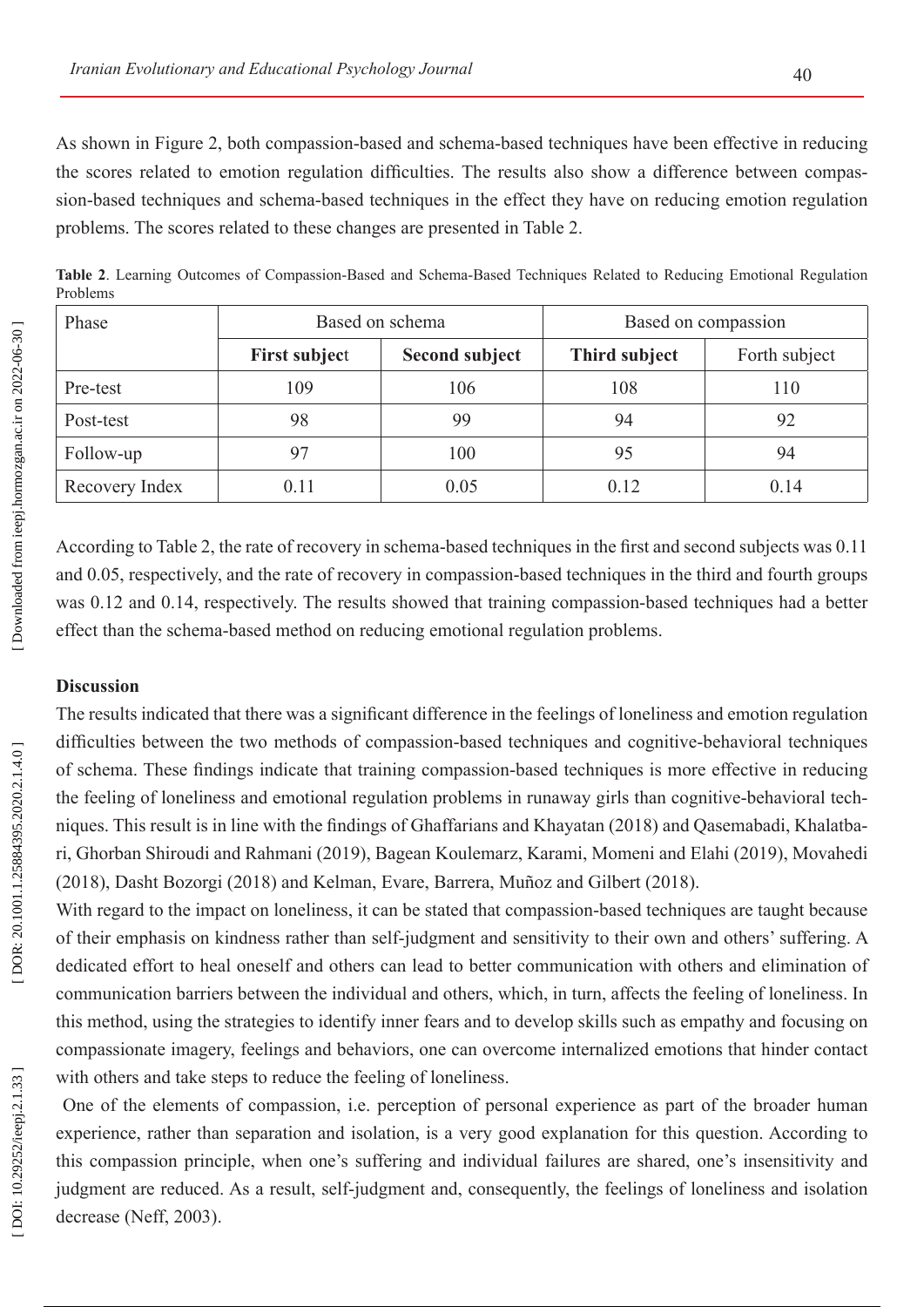As shown in Figure 2, both compassion-based and schema-based techniques have been effective in reducing the scores related to emotion regulation difficulties. The results also show a difference between compassion-based techniques and schema-based techniques in the effect they have on reducing emotion regulation problems. The scores related to these changes are presented in Table 2.

**Table 2**. Learning Outcomes of Compassion-Based and Schema-Based Techniques Related to Reducing Emotional Regulation Problems

| Phase | Based on schema | | Based on compassion | |
|---|---|---|---|---|
| | **First subject** | **Second subject** | **Third subject** | Forth subject |
| Pre-test | 109 | 106 | 108 | 110 |
| Post-test | 98 | 99 | 94 | 92 |
| Follow-up | 97 | 100 | 95 | 94 |
| Recovery Index | 0.11 | 0.05 | 0.12 | 0.14 |

According to Table 2, the rate of recovery in schema-based techniques in the first and second subjects was 0.11 and 0.05, respectively, and the rate of recovery in compassion-based techniques in the third and fourth groups was 0.12 and 0.14, respectively. The results showed that training compassion-based techniques had a better effect than the schema-based method on reducing emotional regulation problems.

**Discussion**

The results indicated that there was a significant difference in the feelings of loneliness and emotion regulation difficulties between the two methods of compassion-based techniques and cognitive-behavioral techniques of schema. These findings indicate that training compassion-based techniques is more effective in reducing the feeling of loneliness and emotional regulation problems in runaway girls than cognitive-behavioral techniques. This result is in line with the findings of Ghaffarians and Khayatan (2018) and Qasemabadi, Khalatbari, Ghorban Shiroudi and Rahmani (2019), Bagean Koulemarz, Karami, Momeni and Elahi (2019), Movahedi (2018), Dasht Bozorgi (2018) and Kelman, Evare, Barrera, Muñoz and Gilbert (2018).

With regard to the impact on loneliness, it can be stated that compassion-based techniques are taught because of their emphasis on kindness rather than self-judgment and sensitivity to their own and others' suffering. A dedicated effort to heal oneself and others can lead to better communication with others and elimination of communication barriers between the individual and others, which, in turn, affects the feeling of loneliness. In this method, using the strategies to identify inner fears and to develop skills such as empathy and focusing on compassionate imagery, feelings and behaviors, one can overcome internalized emotions that hinder contact with others and take steps to reduce the feeling of loneliness.

One of the elements of compassion, i.e. perception of personal experience as part of the broader human experience, rather than separation and isolation, is a very good explanation for this question. According to this compassion principle, when one's suffering and individual failures are shared, one's insensitivity and judgment are reduced. As a result, self-judgment and, consequently, the feelings of loneliness and isolation decrease (Neff, 2003).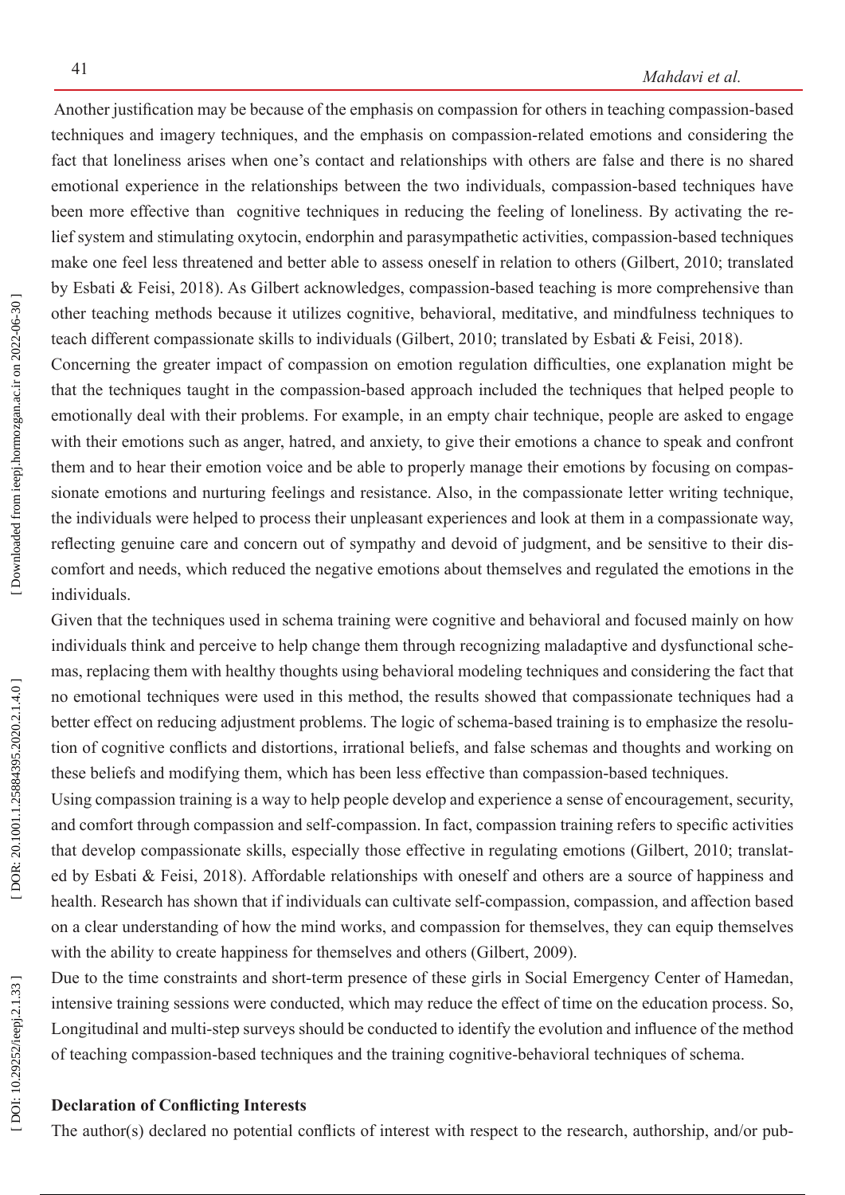Another justification may be because of the emphasis on compassion for others in teaching compassion-based techniques and imagery techniques, and the emphasis on compassion-related emotions and considering the fact that loneliness arises when one's contact and relationships with others are false and there is no shared emotional experience in the relationships between the two individuals, compassion-based techniques have been more effective than cognitive techniques in reducing the feeling of loneliness. By activating the relief system and stimulating oxytocin, endorphin and parasympathetic activities, compassion-based techniques make one feel less threatened and better able to assess oneself in relation to others (Gilbert, 2010; translated by Esbati & Feisi, 2018). As Gilbert acknowledges, compassion-based teaching is more comprehensive than other teaching methods because it utilizes cognitive, behavioral, meditative, and mindfulness techniques to teach different compassionate skills to individuals (Gilbert, 2010; translated by Esbati & Feisi, 2018).

Concerning the greater impact of compassion on emotion regulation difficulties, one explanation might be that the techniques taught in the compassion-based approach included the techniques that helped people to emotionally deal with their problems. For example, in an empty chair technique, people are asked to engage with their emotions such as anger, hatred, and anxiety, to give their emotions a chance to speak and confront them and to hear their emotion voice and be able to properly manage their emotions by focusing on compassionate emotions and nurturing feelings and resistance. Also, in the compassionate letter writing technique, the individuals were helped to process their unpleasant experiences and look at them in a compassionate way, reflecting genuine care and concern out of sympathy and devoid of judgment, and be sensitive to their discomfort and needs, which reduced the negative emotions about themselves and regulated the emotions in the individuals.

Given that the techniques used in schema training were cognitive and behavioral and focused mainly on how individuals think and perceive to help change them through recognizing maladaptive and dysfunctional schemas, replacing them with healthy thoughts using behavioral modeling techniques and considering the fact that no emotional techniques were used in this method, the results showed that compassionate techniques had a better effect on reducing adjustment problems. The logic of schema-based training is to emphasize the resolution of cognitive conflicts and distortions, irrational beliefs, and false schemas and thoughts and working on these beliefs and modifying them, which has been less effective than compassion-based techniques.

Using compassion training is a way to help people develop and experience a sense of encouragement, security, and comfort through compassion and self-compassion. In fact, compassion training refers to specific activities that develop compassionate skills, especially those effective in regulating emotions (Gilbert, 2010; translated by Esbati & Feisi, 2018). Affordable relationships with oneself and others are a source of happiness and health. Research has shown that if individuals can cultivate self-compassion, compassion, and affection based on a clear understanding of how the mind works, and compassion for themselves, they can equip themselves with the ability to create happiness for themselves and others (Gilbert, 2009).

Due to the time constraints and short-term presence of these girls in Social Emergency Center of Hamedan, intensive training sessions were conducted, which may reduce the effect of time on the education process. So, Longitudinal and multi-step surveys should be conducted to identify the evolution and influence of the method of teaching compassion-based techniques and the training cognitive-behavioral techniques of schema.

**Declaration of Conflicting Interests**

The author(s) declared no potential conflicts of interest with respect to the research, authorship, and/or pub-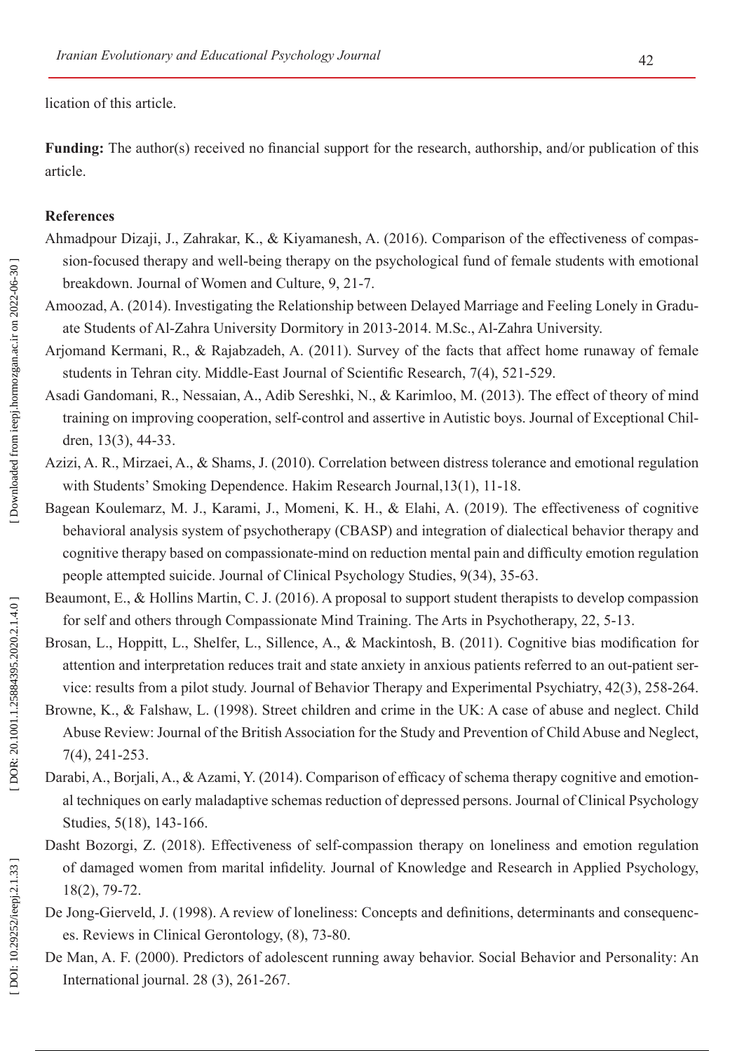lication of this article.

**Funding:** The author(s) received no financial support for the research, authorship, and/or publication of this article.

**References**

Ahmadpour Dizaji, J., Zahrakar, K., & Kiyamanesh, A. (2016). Comparison of the effectiveness of compassion-focused therapy and well-being therapy on the psychological fund of female students with emotional breakdown. Journal of Women and Culture, 9, 21-7.

Amoozad, A. (2014). Investigating the Relationship between Delayed Marriage and Feeling Lonely in Graduate Students of Al-Zahra University Dormitory in 2013-2014. M.Sc., Al-Zahra University.

Arjomand Kermani, R., & Rajabzadeh, A. (2011). Survey of the facts that affect home runaway of female students in Tehran city. Middle-East Journal of Scientific Research, 7(4), 521-529.

Asadi Gandomani, R., Nessaian, A., Adib Sereshki, N., & Karimloo, M. (2013). The effect of theory of mind training on improving cooperation, self-control and assertive in Autistic boys. Journal of Exceptional Children, 13(3), 44-33.

Azizi, A. R., Mirzaei, A., & Shams, J. (2010). Correlation between distress tolerance and emotional regulation with Students' Smoking Dependence. Hakim Research Journal,13(1), 11-18.

Bagean Koulemarz, M. J., Karami, J., Momeni, K. H., & Elahi, A. (2019). The effectiveness of cognitive behavioral analysis system of psychotherapy (CBASP) and integration of dialectical behavior therapy and cognitive therapy based on compassionate-mind on reduction mental pain and difficulty emotion regulation people attempted suicide. Journal of Clinical Psychology Studies, 9(34), 35-63.

Beaumont, E., & Hollins Martin, C. J. (2016). A proposal to support student therapists to develop compassion for self and others through Compassionate Mind Training. The Arts in Psychotherapy, 22, 5-13.

Brosan, L., Hoppitt, L., Shelfer, L., Sillence, A., & Mackintosh, B. (2011). Cognitive bias modification for attention and interpretation reduces trait and state anxiety in anxious patients referred to an out-patient service: results from a pilot study. Journal of Behavior Therapy and Experimental Psychiatry, 42(3), 258-264.

Browne, K., & Falshaw, L. (1998). Street children and crime in the UK: A case of abuse and neglect. Child Abuse Review: Journal of the British Association for the Study and Prevention of Child Abuse and Neglect, 7(4), 241-253.

Darabi, A., Borjali, A., & Azami, Y. (2014). Comparison of efficacy of schema therapy cognitive and emotional techniques on early maladaptive schemas reduction of depressed persons. Journal of Clinical Psychology Studies, 5(18), 143-166.

Dasht Bozorgi, Z. (2018). Effectiveness of self-compassion therapy on loneliness and emotion regulation of damaged women from marital infidelity. Journal of Knowledge and Research in Applied Psychology, 18(2), 79-72.

De Jong-Gierveld, J. (1998). A review of loneliness: Concepts and definitions, determinants and consequences. Reviews in Clinical Gerontology, (8), 73-80.

De Man, A. F. (2000). Predictors of adolescent running away behavior. Social Behavior and Personality: An International journal. 28 (3), 261-267.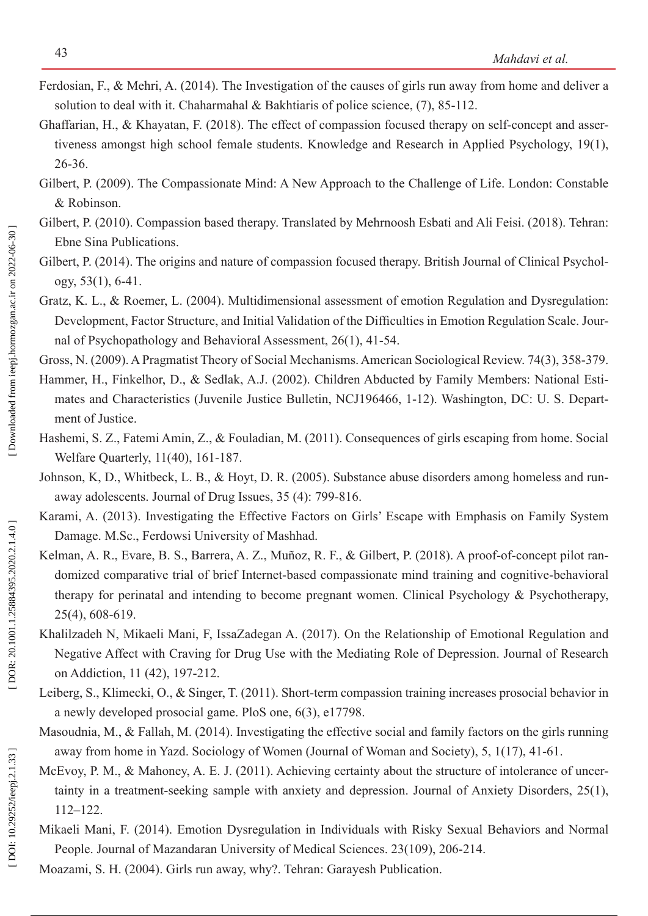Ferdosian, F., & Mehri, A. (2014). The Investigation of the causes of girls run away from home and deliver a solution to deal with it. Chaharmahal & Bakhtiaris of police science, (7), 85-112.

Ghaffarian, H., & Khayatan, F. (2018). The effect of compassion focused therapy on self-concept and assertiveness amongst high school female students. Knowledge and Research in Applied Psychology, 19(1), 26-36.

Gilbert, P. (2009). The Compassionate Mind: A New Approach to the Challenge of Life. London: Constable & Robinson.

Gilbert, P. (2010). Compassion based therapy. Translated by Mehrnoosh Esbati and Ali Feisi. (2018). Tehran: Ebne Sina Publications.

Gilbert, P. (2014). The origins and nature of compassion focused therapy. British Journal of Clinical Psychology, 53(1), 6-41.

Gratz, K. L., & Roemer, L. (2004). Multidimensional assessment of emotion Regulation and Dysregulation: Development, Factor Structure, and Initial Validation of the Difficulties in Emotion Regulation Scale. Journal of Psychopathology and Behavioral Assessment, 26(1), 41-54.

Gross, N. (2009). A Pragmatist Theory of Social Mechanisms. American Sociological Review. 74(3), 358-379.

Hammer, H., Finkelhor, D., & Sedlak, A.J. (2002). Children Abducted by Family Members: National Estimates and Characteristics (Juvenile Justice Bulletin, NCJ196466, 1-12). Washington, DC: U. S. Department of Justice.

Hashemi, S. Z., Fatemi Amin, Z., & Fouladian, M. (2011). Consequences of girls escaping from home. Social Welfare Quarterly, 11(40), 161-187.

Johnson, K, D., Whitbeck, L. B., & Hoyt, D. R. (2005). Substance abuse disorders among homeless and runaway adolescents. Journal of Drug Issues, 35 (4): 799-816.

Karami, A. (2013). Investigating the Effective Factors on Girls' Escape with Emphasis on Family System Damage. M.Sc., Ferdowsi University of Mashhad.

Kelman, A. R., Evare, B. S., Barrera, A. Z., Muñoz, R. F., & Gilbert, P. (2018). A proof-of-concept pilot randomized comparative trial of brief Internet-based compassionate mind training and cognitive-behavioral therapy for perinatal and intending to become pregnant women. Clinical Psychology & Psychotherapy, 25(4), 608-619.

Khalilzadeh N, Mikaeli Mani, F, IssaZadegan A. (2017). On the Relationship of Emotional Regulation and Negative Affect with Craving for Drug Use with the Mediating Role of Depression. Journal of Research on Addiction, 11 (42), 197-212.

Leiberg, S., Klimecki, O., & Singer, T. (2011). Short-term compassion training increases prosocial behavior in a newly developed prosocial game. PloS one, 6(3), e17798.

Masoudnia, M., & Fallah, M. (2014). Investigating the effective social and family factors on the girls running away from home in Yazd. Sociology of Women (Journal of Woman and Society), 5, 1(17), 41-61.

McEvoy, P. M., & Mahoney, A. E. J. (2011). Achieving certainty about the structure of intolerance of uncertainty in a treatment-seeking sample with anxiety and depression. Journal of Anxiety Disorders, 25(1), 112–122.

Mikaeli Mani, F. (2014). Emotion Dysregulation in Individuals with Risky Sexual Behaviors and Normal People. Journal of Mazandaran University of Medical Sciences. 23(109), 206-214.

Moazami, S. H. (2004). Girls run away, why?. Tehran: Garayesh Publication.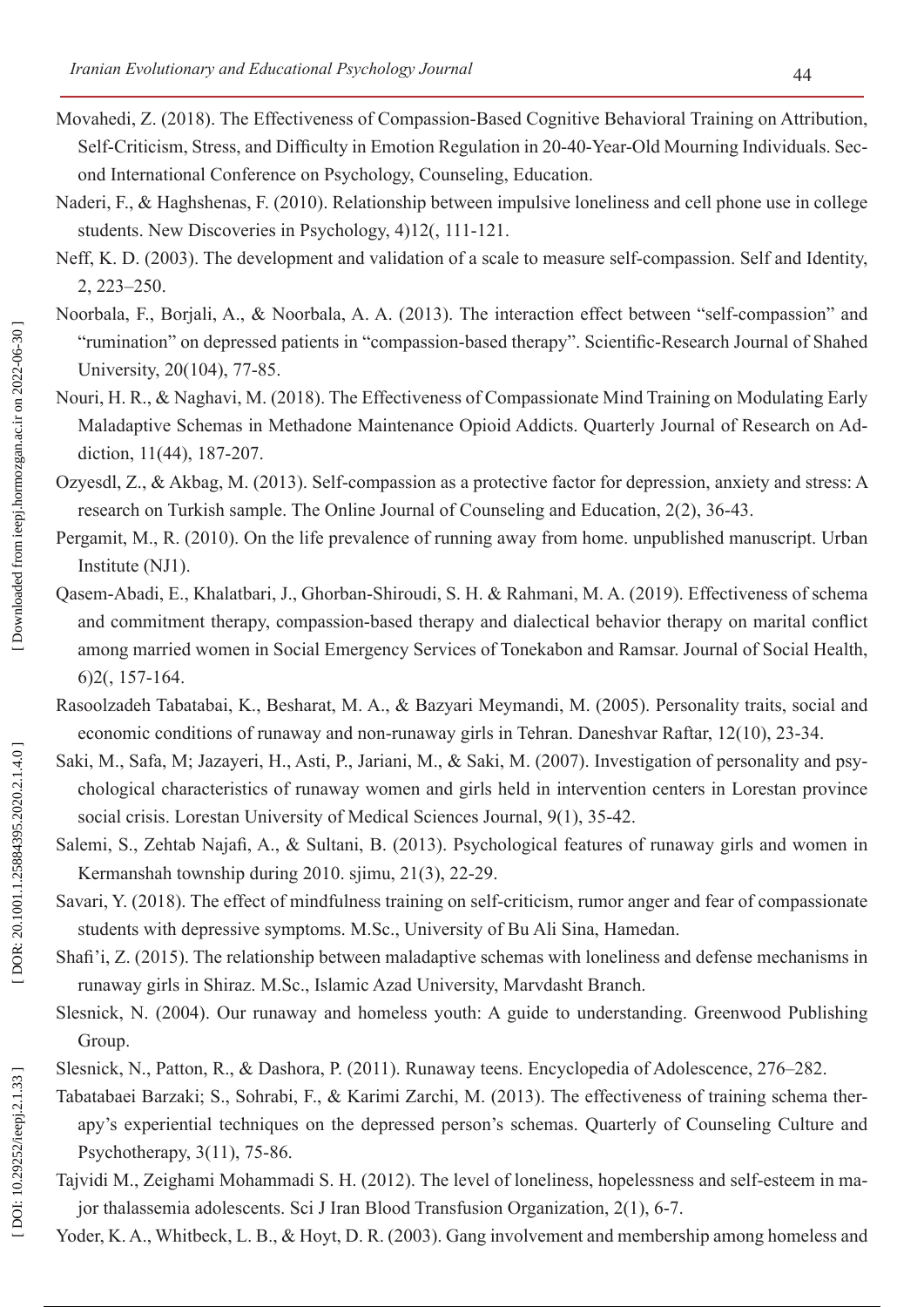Movahedi, Z. (2018). The Effectiveness of Compassion-Based Cognitive Behavioral Training on Attribution, Self-Criticism, Stress, and Difficulty in Emotion Regulation in 20-40-Year-Old Mourning Individuals. Second International Conference on Psychology, Counseling, Education.

Naderi, F., & Haghshenas, F. (2010). Relationship between impulsive loneliness and cell phone use in college students. New Discoveries in Psychology, 4)12(, 111-121.

Neff, K. D. (2003). The development and validation of a scale to measure self-compassion. Self and Identity, 2, 223–250.

Noorbala, F., Borjali, A., & Noorbala, A. A. (2013). The interaction effect between "self-compassion" and "rumination" on depressed patients in "compassion-based therapy". Scientific-Research Journal of Shahed University, 20(104), 77-85.

Nouri, H. R., & Naghavi, M. (2018). The Effectiveness of Compassionate Mind Training on Modulating Early Maladaptive Schemas in Methadone Maintenance Opioid Addicts. Quarterly Journal of Research on Addiction, 11(44), 187-207.

Ozyesdl, Z., & Akbag, M. (2013). Self-compassion as a protective factor for depression, anxiety and stress: A research on Turkish sample. The Online Journal of Counseling and Education, 2(2), 36-43.

Pergamit, M., R. (2010). On the life prevalence of running away from home. unpublished manuscript. Urban Institute (NJ1).

Qasem-Abadi, E., Khalatbari, J., Ghorban-Shiroudi, S. H. & Rahmani, M. A. (2019). Effectiveness of schema and commitment therapy, compassion-based therapy and dialectical behavior therapy on marital conflict among married women in Social Emergency Services of Tonekabon and Ramsar. Journal of Social Health, 6)2(, 157-164.

Rasoolzadeh Tabatabai, K., Besharat, M. A., & Bazyari Meymandi, M. (2005). Personality traits, social and economic conditions of runaway and non-runaway girls in Tehran. Daneshvar Raftar, 12(10), 23-34.

Saki, M., Safa, M; Jazayeri, H., Asti, P., Jariani, M., & Saki, M. (2007). Investigation of personality and psychological characteristics of runaway women and girls held in intervention centers in Lorestan province social crisis. Lorestan University of Medical Sciences Journal, 9(1), 35-42.

Salemi, S., Zehtab Najafi, A., & Sultani, B. (2013). Psychological features of runaway girls and women in Kermanshah township during 2010. sjimu, 21(3), 22-29.

Savari, Y. (2018). The effect of mindfulness training on self-criticism, rumor anger and fear of compassionate students with depressive symptoms. M.Sc., University of Bu Ali Sina, Hamedan.

Shafi'i, Z. (2015). The relationship between maladaptive schemas with loneliness and defense mechanisms in runaway girls in Shiraz. M.Sc., Islamic Azad University, Marvdasht Branch.

Slesnick, N. (2004). Our runaway and homeless youth: A guide to understanding. Greenwood Publishing Group.

Slesnick, N., Patton, R., & Dashora, P. (2011). Runaway teens. Encyclopedia of Adolescence, 276–282.

Tabatabaei Barzaki; S., Sohrabi, F., & Karimi Zarchi, M. (2013). The effectiveness of training schema therapy's experiential techniques on the depressed person's schemas. Quarterly of Counseling Culture and Psychotherapy, 3(11), 75-86.

Tajvidi M., Zeighami Mohammadi S. H. (2012). The level of loneliness, hopelessness and self-esteem in major thalassemia adolescents. Sci J Iran Blood Transfusion Organization, 2(1), 6-7.

Yoder, K. A., Whitbeck, L. B., & Hoyt, D. R. (2003). Gang involvement and membership among homeless and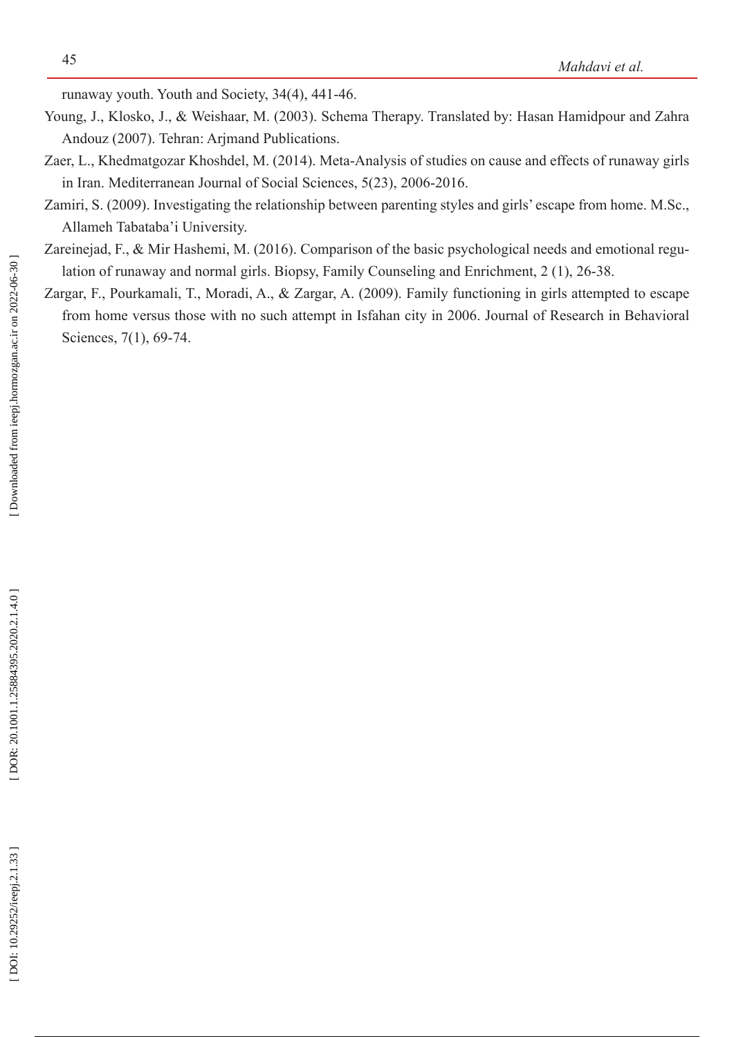runaway youth. Youth and Society, 34(4), 441-46.

Young, J., Klosko, J., & Weishaar, M. (2003). Schema Therapy. Translated by: Hasan Hamidpour and Zahra Andouz (2007). Tehran: Arjmand Publications.

Zaer, L., Khedmatgozar Khoshdel, M. (2014). Meta-Analysis of studies on cause and effects of runaway girls in Iran. Mediterranean Journal of Social Sciences, 5(23), 2006-2016.

Zamiri, S. (2009). Investigating the relationship between parenting styles and girls' escape from home. M.Sc., Allameh Tabataba'i University.

Zareinejad, F., & Mir Hashemi, M. (2016). Comparison of the basic psychological needs and emotional regulation of runaway and normal girls. Biopsy, Family Counseling and Enrichment, 2 (1), 26-38.

Zargar, F., Pourkamali, T., Moradi, A., & Zargar, A. (2009). Family functioning in girls attempted to escape from home versus those with no such attempt in Isfahan city in 2006. Journal of Research in Behavioral Sciences, 7(1), 69-74.